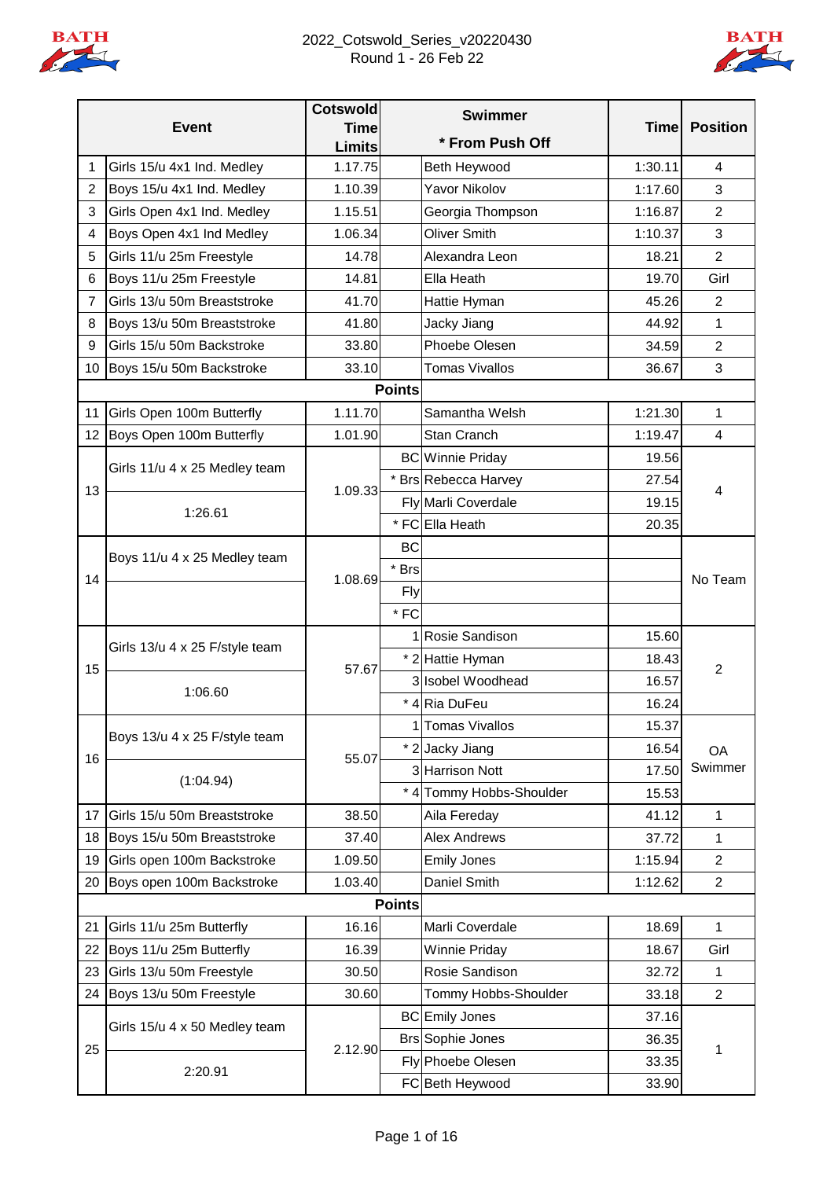# 2022_Cotswold_Series_v20220430
Round 1 - 26 Feb 22

| | Event | Cotswold Time Limits | | Swimmer * From Push Off | Time | Position |
|---|---|---|---|---|---|---|
| 1 | Girls 15/u 4x1 Ind. Medley | 1.17.75 | | Beth Heywood | 1:30.11 | 4 |
| 2 | Boys 15/u 4x1 Ind. Medley | 1.10.39 | | Yavor Nikolov | 1:17.60 | 3 |
| 3 | Girls Open 4x1 Ind. Medley | 1.15.51 | | Georgia Thompson | 1:16.87 | 2 |
| 4 | Boys Open 4x1 Ind Medley | 1.06.34 | | Oliver Smith | 1:10.37 | 3 |
| 5 | Girls 11/u 25m Freestyle | 14.78 | | Alexandra Leon | 18.21 | 2 |
| 6 | Boys 11/u 25m Freestyle | 14.81 | | Ella Heath | 19.70 | Girl |
| 7 | Girls 13/u 50m Breaststroke | 41.70 | | Hattie Hyman | 45.26 | 2 |
| 8 | Boys 13/u 50m Breaststroke | 41.80 | | Jacky Jiang | 44.92 | 1 |
| 9 | Girls 15/u 50m Backstroke | 33.80 | | Phoebe Olesen | 34.59 | 2 |
| 10 | Boys 15/u 50m Backstroke | 33.10 | | Tomas Vivallos | 36.67 | 3 |
| | | | Points | | | |
| 11 | Girls Open 100m Butterfly | 1.11.70 | | Samantha Welsh | 1:21.30 | 1 |
| 12 | Boys Open 100m Butterfly | 1.01.90 | | Stan Cranch | 1:19.47 | 4 |
| 13 | Girls 11/u 4 x 25 Medley team | 1.09.33 | BC | Winnie Priday | 19.56 | 4 |
| | | | * Brs | Rebecca Harvey | 27.54 | |
| | 1:26.61 | | Fly | Marli Coverdale | 19.15 | |
| | | | * FC | Ella Heath | 20.35 | |
| 14 | Boys 11/u 4 x 25 Medley team | 1.08.69 | BC | | | No Team |
| | | | * Brs | | | |
| | | | Fly | | | |
| | | | * FC | | | |
| 15 | Girls 13/u 4 x 25 F/style team | 57.67 | 1 | Rosie Sandison | 15.60 | 2 |
| | | | * 2 | Hattie Hyman | 18.43 | |
| | 1:06.60 | | 3 | Isobel Woodhead | 16.57 | |
| | | | * 4 | Ria DuFeu | 16.24 | |
| 16 | Boys 13/u 4 x 25 F/style team | 55.07 | 1 | Tomas Vivallos | 15.37 | OA Swimmer |
| | | | * 2 | Jacky Jiang | 16.54 | |
| | (1:04.94) | | 3 | Harrison Nott | 17.50 | |
| | | | * 4 | Tommy Hobbs-Shoulder | 15.53 | |
| 17 | Girls 15/u 50m Breaststroke | 38.50 | | Aila Fereday | 41.12 | 1 |
| 18 | Boys 15/u 50m Breaststroke | 37.40 | | Alex Andrews | 37.72 | 1 |
| 19 | Girls open 100m Backstroke | 1.09.50 | | Emily Jones | 1:15.94 | 2 |
| 20 | Boys open 100m Backstroke | 1.03.40 | | Daniel Smith | 1:12.62 | 2 |
| | | | Points | | | |
| 21 | Girls 11/u 25m Butterfly | 16.16 | | Marli Coverdale | 18.69 | 1 |
| 22 | Boys 11/u 25m Butterfly | 16.39 | | Winnie Priday | 18.67 | Girl |
| 23 | Girls 13/u 50m Freestyle | 30.50 | | Rosie Sandison | 32.72 | 1 |
| 24 | Boys 13/u 50m Freestyle | 30.60 | | Tommy Hobbs-Shoulder | 33.18 | 2 |
| 25 | Girls 15/u 4 x 50 Medley team | 2.12.90 | BC | Emily Jones | 37.16 | 1 |
| | | | Brs | Sophie Jones | 36.35 | |
| | 2:20.91 | | Fly | Phoebe Olesen | 33.35 | |
| | | | FC | Beth Heywood | 33.90 | |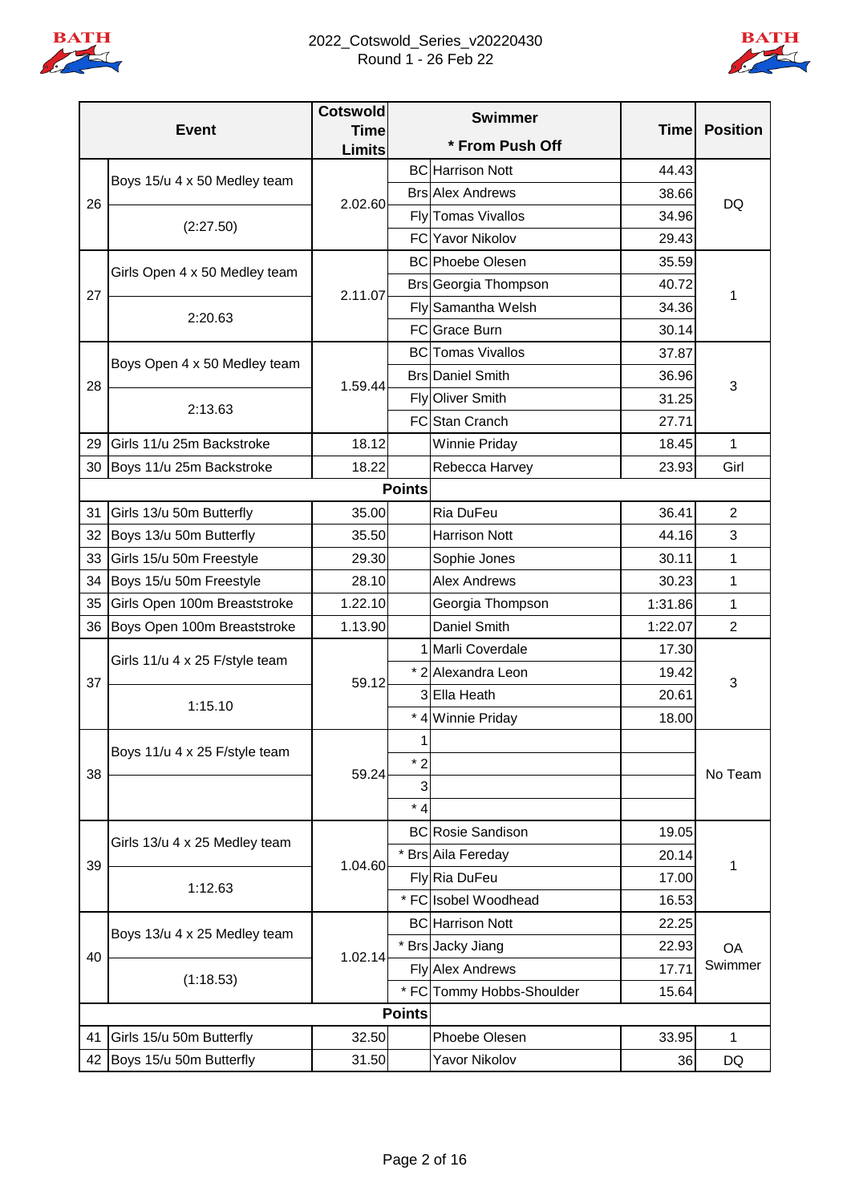# 2022_Cotswold_Series_v20220430

## Round 1 - 26 Feb 22

| | Event | Cotswold Time Limits | | Swimmer * From Push Off | Time | Position |
|---|---|---|---|---|---|---|
| 26 | Boys 15/u 4 x 50 Medley team (2:27.50) | 2.02.60 | BC | Harrison Nott | 44.43 | DQ |
| | | | Brs | Alex Andrews | 38.66 | |
| | | | Fly | Tomas Vivallos | 34.96 | |
| | | | FC | Yavor Nikolov | 29.43 | |
| 27 | Girls Open 4 x 50 Medley team 2:20.63 | 2.11.07 | BC | Phoebe Olesen | 35.59 | 1 |
| | | | Brs | Georgia Thompson | 40.72 | |
| | | | Fly | Samantha Welsh | 34.36 | |
| | | | FC | Grace Burn | 30.14 | |
| 28 | Boys Open 4 x 50 Medley team 2:13.63 | 1.59.44 | BC | Tomas Vivallos | 37.87 | 3 |
| | | | Brs | Daniel Smith | 36.96 | |
| | | | Fly | Oliver Smith | 31.25 | |
| | | | FC | Stan Cranch | 27.71 | |
| 29 | Girls 11/u 25m Backstroke | 18.12 | | Winnie Priday | 18.45 | 1 |
| 30 | Boys 11/u 25m Backstroke | 18.22 | | Rebecca Harvey | 23.93 | Girl |
| | | | **Points** | | | |
| 31 | Girls 13/u 50m Butterfly | 35.00 | | Ria DuFeu | 36.41 | 2 |
| 32 | Boys 13/u 50m Butterfly | 35.50 | | Harrison Nott | 44.16 | 3 |
| 33 | Girls 15/u 50m Freestyle | 29.30 | | Sophie Jones | 30.11 | 1 |
| 34 | Boys 15/u 50m Freestyle | 28.10 | | Alex Andrews | 30.23 | 1 |
| 35 | Girls Open 100m Breaststroke | 1.22.10 | | Georgia Thompson | 1:31.86 | 1 |
| 36 | Boys Open 100m Breaststroke | 1.13.90 | | Daniel Smith | 1:22.07 | 2 |
| 37 | Girls 11/u 4 x 25 F/style team 1:15.10 | 59.12 | 1 | Marli Coverdale | 17.30 | 3 |
| | | | * 2 | Alexandra Leon | 19.42 | |
| | | | 3 | Ella Heath | 20.61 | |
| | | | * 4 | Winnie Priday | 18.00 | |
| 38 | Boys 11/u 4 x 25 F/style team | 59.24 | 1 | | | No Team |
| | | | * 2 | | | |
| | | | 3 | | | |
| | | | * 4 | | | |
| 39 | Girls 13/u 4 x 25 Medley team 1:12.63 | 1.04.60 | BC | Rosie Sandison | 19.05 | 1 |
| | | | * Brs | Aila Fereday | 20.14 | |
| | | | Fly | Ria DuFeu | 17.00 | |
| | | | * FC | Isobel Woodhead | 16.53 | |
| 40 | Boys 13/u 4 x 25 Medley team (1:18.53) | 1.02.14 | BC | Harrison Nott | 22.25 | OA Swimmer |
| | | | * Brs | Jacky Jiang | 22.93 | |
| | | | Fly | Alex Andrews | 17.71 | |
| | | | * FC | Tommy Hobbs-Shoulder | 15.64 | |
| | | | **Points** | | | |
| 41 | Girls 15/u 50m Butterfly | 32.50 | | Phoebe Olesen | 33.95 | 1 |
| 42 | Boys 15/u 50m Butterfly | 31.50 | | Yavor Nikolov | 36 | DQ |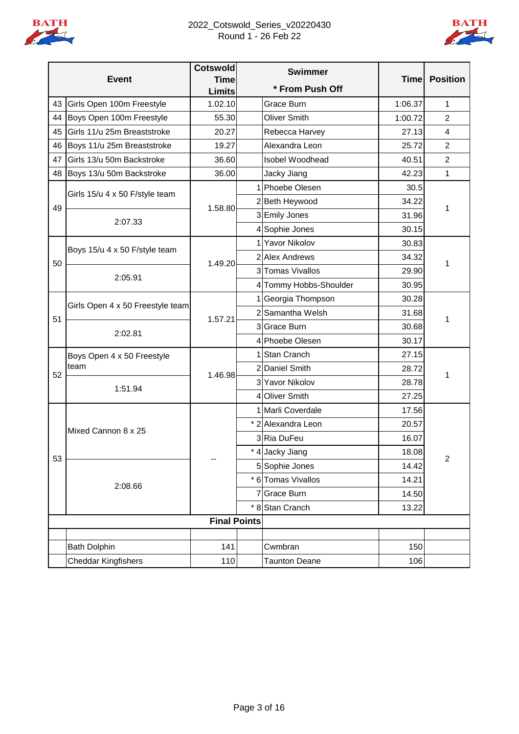2022_Cotswold_Series_v20220430
Round 1 - 26 Feb 22

| # | Event | Cotswold Time Limits | | Swimmer * From Push Off | Time | Position |
|---|---|---|---|---|---|---|
| 43 | Girls Open 100m Freestyle | 1.02.10 | | Grace Burn | 1:06.37 | 1 |
| 44 | Boys Open 100m Freestyle | 55.30 | | Oliver Smith | 1:00.72 | 2 |
| 45 | Girls 11/u 25m Breaststroke | 20.27 | | Rebecca Harvey | 27.13 | 4 |
| 46 | Boys 11/u 25m Breaststroke | 19.27 | | Alexandra Leon | 25.72 | 2 |
| 47 | Girls 13/u 50m Backstroke | 36.60 | | Isobel Woodhead | 40.51 | 2 |
| 48 | Boys 13/u 50m Backstroke | 36.00 | | Jacky Jiang | 42.23 | 1 |
| 49 | Girls 15/u 4 x 50 F/style team | 1.58.80 | 1 | Phoebe Olesen | 30.5 | 1 |
| | | | 2 | Beth Heywood | 34.22 | |
| | 2:07.33 | | 3 | Emily Jones | 31.96 | |
| | | | 4 | Sophie Jones | 30.15 | |
| 50 | Boys 15/u 4 x 50 F/style team | 1.49.20 | 1 | Yavor Nikolov | 30.83 | 1 |
| | | | 2 | Alex Andrews | 34.32 | |
| | 2:05.91 | | 3 | Tomas Vivallos | 29.90 | |
| | | | 4 | Tommy Hobbs-Shoulder | 30.95 | |
| 51 | Girls Open 4 x 50 Freestyle team | 1.57.21 | 1 | Georgia Thompson | 30.28 | 1 |
| | | | 2 | Samantha Welsh | 31.68 | |
| | 2:02.81 | | 3 | Grace Burn | 30.68 | |
| | | | 4 | Phoebe Olesen | 30.17 | |
| 52 | Boys Open 4 x 50 Freestyle team | 1.46.98 | 1 | Stan Cranch | 27.15 | 1 |
| | | | 2 | Daniel Smith | 28.72 | |
| | 1:51.94 | | 3 | Yavor Nikolov | 28.78 | |
| | | | 4 | Oliver Smith | 27.25 | |
| 53 | Mixed Cannon 8 x 25 | -- | 1 | Marli Coverdale | 17.56 | 2 |
| | | | * 2 | Alexandra Leon | 20.57 | |
| | | | 3 | Ria DuFeu | 16.07 | |
| | | | * 4 | Jacky Jiang | 18.08 | |
| | 2:08.66 | | 5 | Sophie Jones | 14.42 | |
| | | | * 6 | Tomas Vivallos | 14.21 | |
| | | | 7 | Grace Burn | 14.50 | |
| | | | * 8 | Stan Cranch | 13.22 | |

**Final Points**

| | Team | Points | | Team | Points | |
|---|---|---|---|---|---|---|
| | Bath Dolphin | 141 | | Cwmbran | 150 | |
| | Cheddar Kingfishers | 110 | | Taunton Deane | 106 | |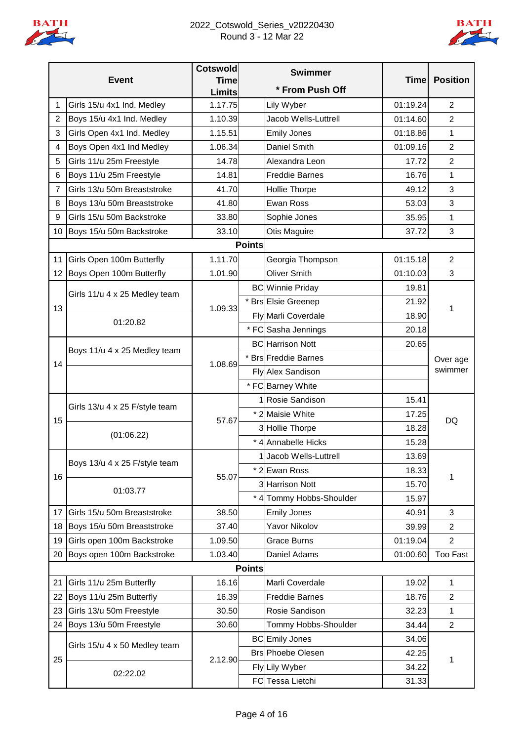2022_Cotswold_Series_v20220430
Round 3 - 12 Mar 22

| # | Event | Cotswold Time Limits | | Swimmer * From Push Off | Time | Position |
|---|---|---|---|---|---|---|
| 1 | Girls 15/u 4x1 Ind. Medley | 1.17.75 | | Lily Wyber | 01:19.24 | 2 |
| 2 | Boys 15/u 4x1 Ind. Medley | 1.10.39 | | Jacob Wells-Luttrell | 01:14.60 | 2 |
| 3 | Girls Open 4x1 Ind. Medley | 1.15.51 | | Emily Jones | 01:18.86 | 1 |
| 4 | Boys Open 4x1 Ind Medley | 1.06.34 | | Daniel Smith | 01:09.16 | 2 |
| 5 | Girls 11/u 25m Freestyle | 14.78 | | Alexandra Leon | 17.72 | 2 |
| 6 | Boys 11/u 25m Freestyle | 14.81 | | Freddie Barnes | 16.76 | 1 |
| 7 | Girls 13/u 50m Breaststroke | 41.70 | | Hollie Thorpe | 49.12 | 3 |
| 8 | Boys 13/u 50m Breaststroke | 41.80 | | Ewan Ross | 53.03 | 3 |
| 9 | Girls 15/u 50m Backstroke | 33.80 | | Sophie Jones | 35.95 | 1 |
| 10 | Boys 15/u 50m Backstroke | 33.10 | | Otis Maguire | 37.72 | 3 |
| | | | **Points** | | | |
| 11 | Girls Open 100m Butterfly | 1.11.70 | | Georgia Thompson | 01:15.18 | 2 |
| 12 | Boys Open 100m Butterfly | 1.01.90 | | Oliver Smith | 01:10.03 | 3 |
| 13 | Girls 11/u 4 x 25 Medley team | 1.09.33 | BC | Winnie Priday | 19.81 | 1 |
| | | | * Brs | Elsie Greenep | 21.92 | |
| | 01:20.82 | | Fly | Marli Coverdale | 18.90 | |
| | | | * FC | Sasha Jennings | 20.18 | |
| 14 | Boys 11/u 4 x 25 Medley team | 1.08.69 | BC | Harrison Nott | 20.65 | Over age swimmer |
| | | | * Brs | Freddie Barnes | | |
| | | | Fly | Alex Sandison | | |
| | | | * FC | Barney White | | |
| 15 | Girls 13/u 4 x 25 F/style team | 57.67 | 1 | Rosie Sandison | 15.41 | DQ |
| | | | * 2 | Maisie White | 17.25 | |
| | (01:06.22) | | 3 | Hollie Thorpe | 18.28 | |
| | | | * 4 | Annabelle Hicks | 15.28 | |
| 16 | Boys 13/u 4 x 25 F/style team | 55.07 | 1 | Jacob Wells-Luttrell | 13.69 | 1 |
| | | | * 2 | Ewan Ross | 18.33 | |
| | 01:03.77 | | 3 | Harrison Nott | 15.70 | |
| | | | * 4 | Tommy Hobbs-Shoulder | 15.97 | |
| 17 | Girls 15/u 50m Breaststroke | 38.50 | | Emily Jones | 40.91 | 3 |
| 18 | Boys 15/u 50m Breaststroke | 37.40 | | Yavor Nikolov | 39.99 | 2 |
| 19 | Girls open 100m Backstroke | 1.09.50 | | Grace Burns | 01:19.04 | 2 |
| 20 | Boys open 100m Backstroke | 1.03.40 | | Daniel Adams | 01:00.60 | Too Fast |
| | | | **Points** | | | |
| 21 | Girls 11/u 25m Butterfly | 16.16 | | Marli Coverdale | 19.02 | 1 |
| 22 | Boys 11/u 25m Butterfly | 16.39 | | Freddie Barnes | 18.76 | 2 |
| 23 | Girls 13/u 50m Freestyle | 30.50 | | Rosie Sandison | 32.23 | 1 |
| 24 | Boys 13/u 50m Freestyle | 30.60 | | Tommy Hobbs-Shoulder | 34.44 | 2 |
| 25 | Girls 15/u 4 x 50 Medley team | 2.12.90 | BC | Emily Jones | 34.06 | 1 |
| | | | Brs | Phoebe Olesen | 42.25 | |
| | 02:22.02 | | Fly | Lily Wyber | 34.22 | |
| | | | FC | Tessa Lietchi | 31.33 | |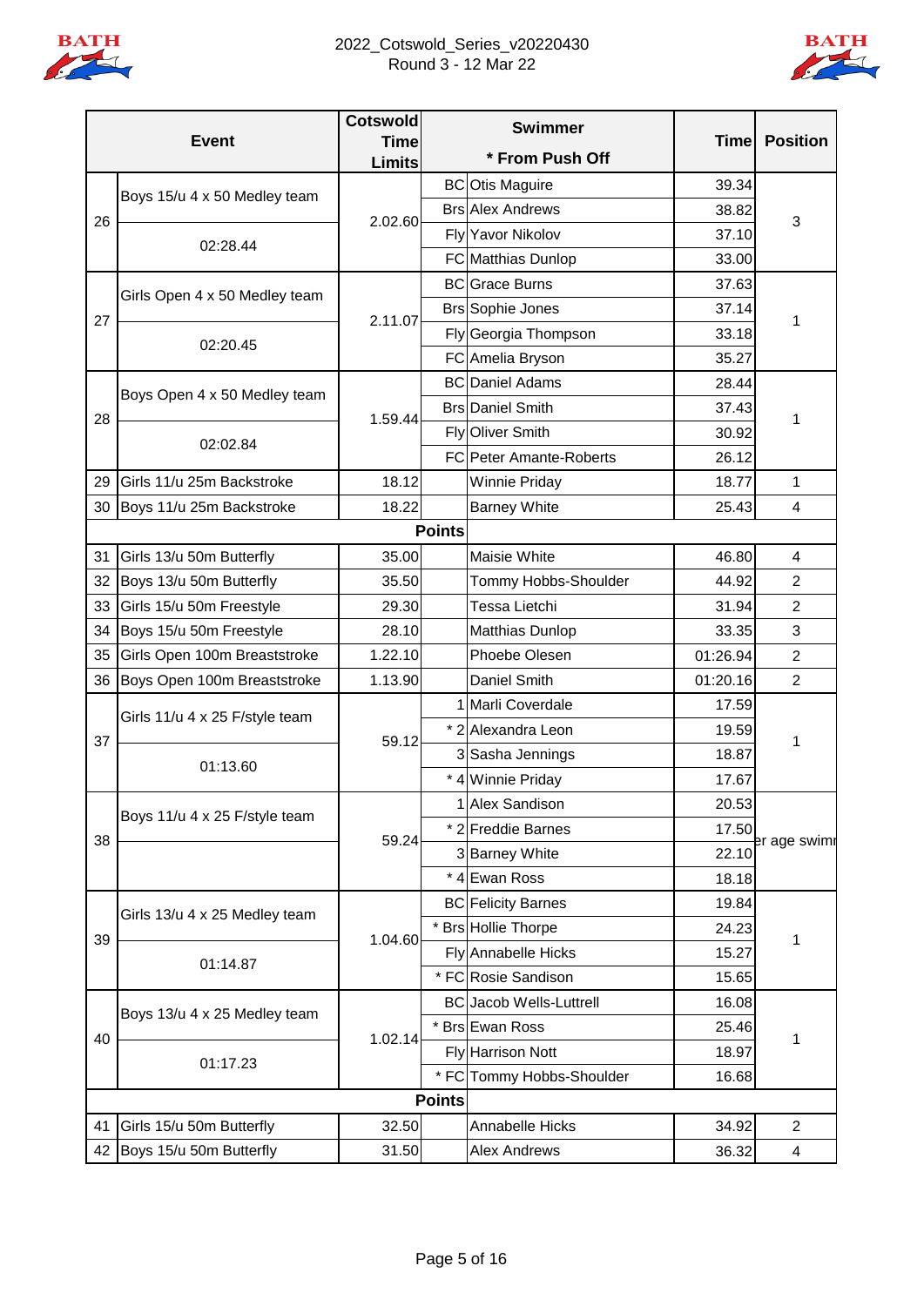# 2022_Cotswold_Series_v20220430

## Round 3 - 12 Mar 22

| Event | | Cotswold Time Limits | Swimmer * From Push Off | | Time | Position |
|---|---|---|---|---|---|---|
| 26 | Boys 15/u 4 x 50 Medley team | 2.02.60 | BC | Otis Maguire | 39.34 | 3 |
| | 02:28.44 | | Brs | Alex Andrews | 38.82 | |
| | | | Fly | Yavor Nikolov | 37.10 | |
| | | | FC | Matthias Dunlop | 33.00 | |
| 27 | Girls Open 4 x 50 Medley team | 2.11.07 | BC | Grace Burns | 37.63 | 1 |
| | 02:20.45 | | Brs | Sophie Jones | 37.14 | |
| | | | Fly | Georgia Thompson | 33.18 | |
| | | | FC | Amelia Bryson | 35.27 | |
| 28 | Boys Open 4 x 50 Medley team | 1.59.44 | BC | Daniel Adams | 28.44 | 1 |
| | 02:02.84 | | Brs | Daniel Smith | 37.43 | |
| | | | Fly | Oliver Smith | 30.92 | |
| | | | FC | Peter Amante-Roberts | 26.12 | |
| 29 | Girls 11/u 25m Backstroke | 18.12 | | Winnie Priday | 18.77 | 1 |
| 30 | Boys 11/u 25m Backstroke | 18.22 | | Barney White | 25.43 | 4 |
| | | | Points | | | |
| 31 | Girls 13/u 50m Butterfly | 35.00 | | Maisie White | 46.80 | 4 |
| 32 | Boys 13/u 50m Butterfly | 35.50 | | Tommy Hobbs-Shoulder | 44.92 | 2 |
| 33 | Girls 15/u 50m Freestyle | 29.30 | | Tessa Lietchi | 31.94 | 2 |
| 34 | Boys 15/u 50m Freestyle | 28.10 | | Matthias Dunlop | 33.35 | 3 |
| 35 | Girls Open 100m Breaststroke | 1.22.10 | | Phoebe Olesen | 01:26.94 | 2 |
| 36 | Boys Open 100m Breaststroke | 1.13.90 | | Daniel Smith | 01:20.16 | 2 |
| 37 | Girls 11/u 4 x 25 F/style team | 59.12 | 1 | Marli Coverdale | 17.59 | 1 |
| | 01:13.60 | | * 2 | Alexandra Leon | 19.59 | |
| | | | 3 | Sasha Jennings | 18.87 | |
| | | | * 4 | Winnie Priday | 17.67 | |
| 38 | Boys 11/u 4 x 25 F/style team | 59.24 | 1 | Alex Sandison | 20.53 | er age swim |
| | | | * 2 | Freddie Barnes | 17.50 | |
| | | | 3 | Barney White | 22.10 | |
| | | | * 4 | Ewan Ross | 18.18 | |
| 39 | Girls 13/u 4 x 25 Medley team | 1.04.60 | BC | Felicity Barnes | 19.84 | 1 |
| | 01:14.87 | | * Brs | Hollie Thorpe | 24.23 | |
| | | | Fly | Annabelle Hicks | 15.27 | |
| | | | * FC | Rosie Sandison | 15.65 | |
| 40 | Boys 13/u 4 x 25 Medley team | 1.02.14 | BC | Jacob Wells-Luttrell | 16.08 | 1 |
| | 01:17.23 | | * Brs | Ewan Ross | 25.46 | |
| | | | Fly | Harrison Nott | 18.97 | |
| | | | * FC | Tommy Hobbs-Shoulder | 16.68 | |
| | | | Points | | | |
| 41 | Girls 15/u 50m Butterfly | 32.50 | | Annabelle Hicks | 34.92 | 2 |
| 42 | Boys 15/u 50m Butterfly | 31.50 | | Alex Andrews | 36.32 | 4 |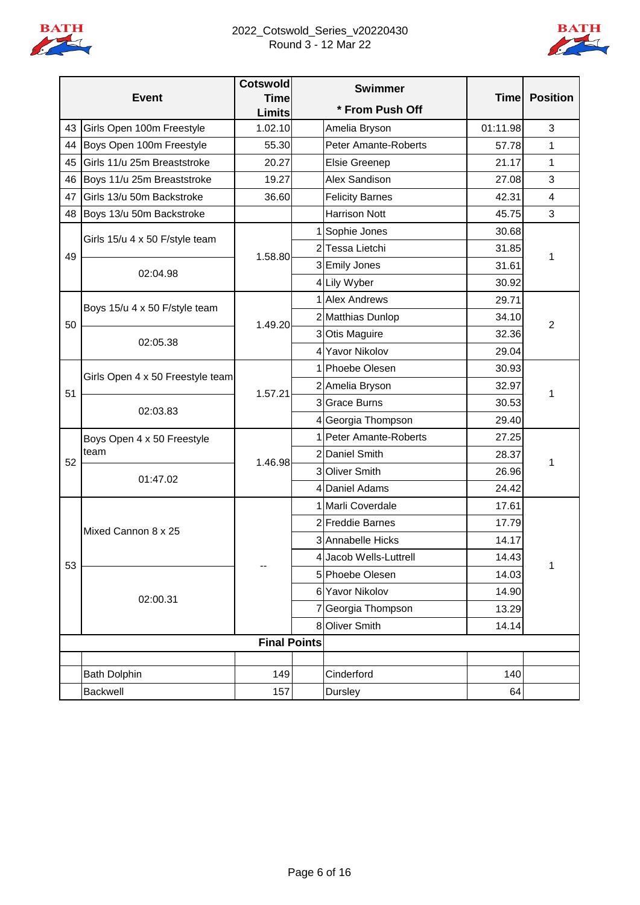2022_Cotswold_Series_v20220430
Round 3 - 12 Mar 22

| | Event | Cotswold Time Limits | | Swimmer * From Push Off | Time | Position |
|---|---|---|---|---|---|---|
| 43 | Girls Open 100m Freestyle | 1.02.10 | | Amelia Bryson | 01:11.98 | 3 |
| 44 | Boys Open 100m Freestyle | 55.30 | | Peter Amante-Roberts | 57.78 | 1 |
| 45 | Girls 11/u 25m Breaststroke | 20.27 | | Elsie Greenep | 21.17 | 1 |
| 46 | Boys 11/u 25m Breaststroke | 19.27 | | Alex Sandison | 27.08 | 3 |
| 47 | Girls 13/u 50m Backstroke | 36.60 | | Felicity Barnes | 42.31 | 4 |
| 48 | Boys 13/u 50m Backstroke | | | Harrison Nott | 45.75 | 3 |
| 49 | Girls 15/u 4 x 50 F/style team | 1.58.80 | 1 | Sophie Jones | 30.68 | 1 |
| | | | 2 | Tessa Lietchi | 31.85 | |
| | 02:04.98 | | 3 | Emily Jones | 31.61 | |
| | | | 4 | Lily Wyber | 30.92 | |
| 50 | Boys 15/u 4 x 50 F/style team | 1.49.20 | 1 | Alex Andrews | 29.71 | 2 |
| | | | 2 | Matthias Dunlop | 34.10 | |
| | 02:05.38 | | 3 | Otis Maguire | 32.36 | |
| | | | 4 | Yavor Nikolov | 29.04 | |
| 51 | Girls Open 4 x 50 Freestyle team | 1.57.21 | 1 | Phoebe Olesen | 30.93 | 1 |
| | | | 2 | Amelia Bryson | 32.97 | |
| | 02:03.83 | | 3 | Grace Burns | 30.53 | |
| | | | 4 | Georgia Thompson | 29.40 | |
| 52 | Boys Open 4 x 50 Freestyle team | 1.46.98 | 1 | Peter Amante-Roberts | 27.25 | 1 |
| | | | 2 | Daniel Smith | 28.37 | |
| | 01:47.02 | | 3 | Oliver Smith | 26.96 | |
| | | | 4 | Daniel Adams | 24.42 | |
| 53 | Mixed Cannon 8 x 25 | -- | 1 | Marli Coverdale | 17.61 | 1 |
| | | | 2 | Freddie Barnes | 17.79 | |
| | | | 3 | Annabelle Hicks | 14.17 | |
| | | | 4 | Jacob Wells-Luttrell | 14.43 | |
| | 02:00.31 | | 5 | Phoebe Olesen | 14.03 | |
| | | | 6 | Yavor Nikolov | 14.90 | |
| | | | 7 | Georgia Thompson | 13.29 | |
| | | | 8 | Oliver Smith | 14.14 | |
| | **Final Points** | | | | | |
| | | | | | | |
| | Bath Dolphin | 149 | | Cinderford | 140 | |
| | Backwell | 157 | | Dursley | 64 | |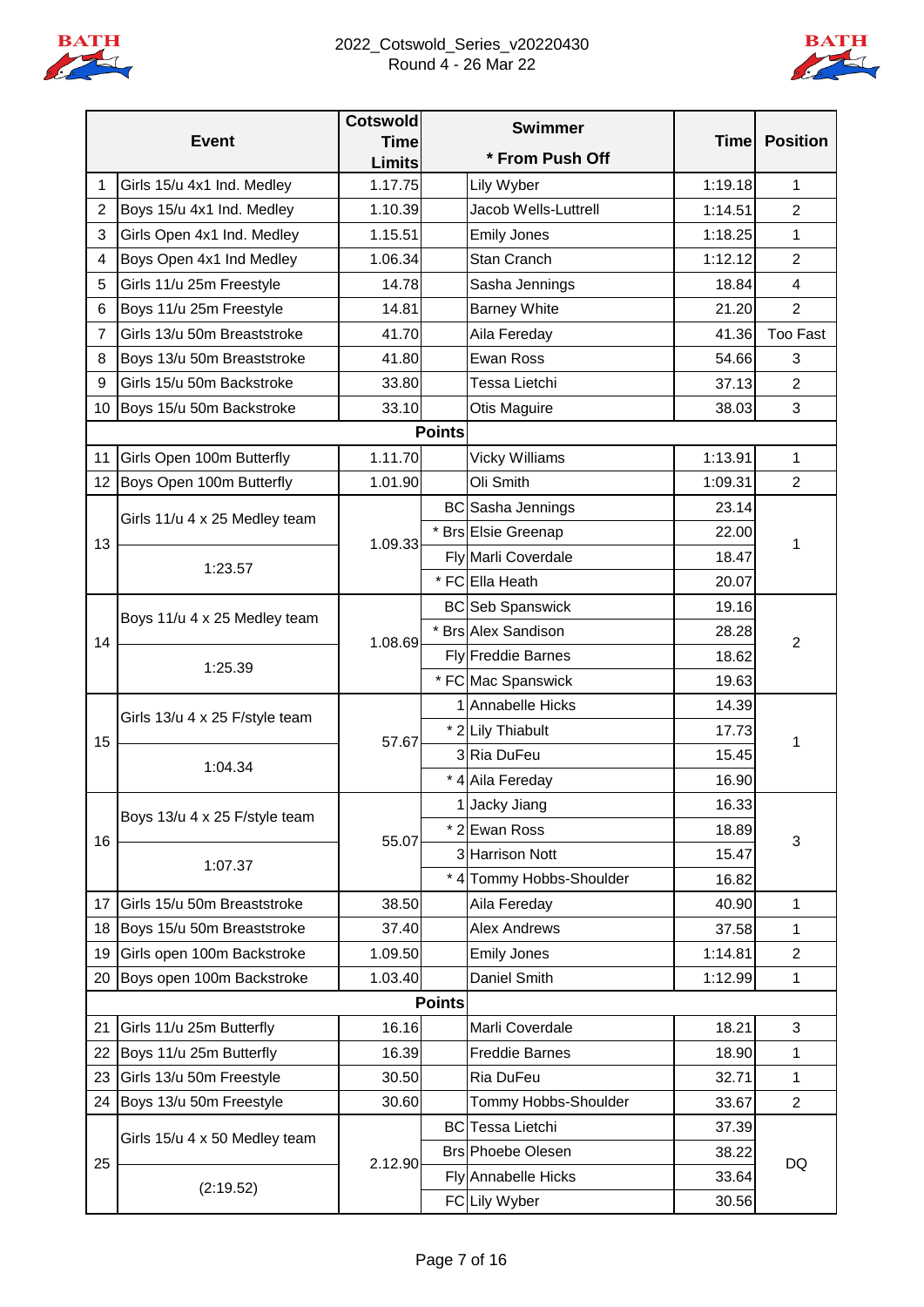2022_Cotswold_Series_v20220430
Round 4 - 26 Mar 22

| | Event | Cotswold Time Limits | | Swimmer * From Push Off | Time | Position |
|---|---|---|---|---|---|---|
| 1 | Girls 15/u 4x1 Ind. Medley | 1.17.75 | | Lily Wyber | 1:19.18 | 1 |
| 2 | Boys 15/u 4x1 Ind. Medley | 1.10.39 | | Jacob Wells-Luttrell | 1:14.51 | 2 |
| 3 | Girls Open 4x1 Ind. Medley | 1.15.51 | | Emily Jones | 1:18.25 | 1 |
| 4 | Boys Open 4x1 Ind Medley | 1.06.34 | | Stan Cranch | 1:12.12 | 2 |
| 5 | Girls 11/u 25m Freestyle | 14.78 | | Sasha Jennings | 18.84 | 4 |
| 6 | Boys 11/u 25m Freestyle | 14.81 | | Barney White | 21.20 | 2 |
| 7 | Girls 13/u 50m Breaststroke | 41.70 | | Aila Fereday | 41.36 | Too Fast |
| 8 | Boys 13/u 50m Breaststroke | 41.80 | | Ewan Ross | 54.66 | 3 |
| 9 | Girls 15/u 50m Backstroke | 33.80 | | Tessa Lietchi | 37.13 | 2 |
| 10 | Boys 15/u 50m Backstroke | 33.10 | | Otis Maguire | 38.03 | 3 |
| | | | Points | | | |
| 11 | Girls Open 100m Butterfly | 1.11.70 | | Vicky Williams | 1:13.91 | 1 |
| 12 | Boys Open 100m Butterfly | 1.01.90 | | Oli Smith | 1:09.31 | 2 |
| 13 | Girls 11/u 4 x 25 Medley team | 1.09.33 | BC | Sasha Jennings | 23.14 | 1 |
| | | | * Brs | Elsie Greenap | 22.00 | |
| | 1:23.57 | | Fly | Marli Coverdale | 18.47 | |
| | | | * FC | Ella Heath | 20.07 | |
| 14 | Boys 11/u 4 x 25 Medley team | 1.08.69 | BC | Seb Spanswick | 19.16 | 2 |
| | | | * Brs | Alex Sandison | 28.28 | |
| | 1:25.39 | | Fly | Freddie Barnes | 18.62 | |
| | | | * FC | Mac Spanswick | 19.63 | |
| 15 | Girls 13/u 4 x 25 F/style team | 57.67 | 1 | Annabelle Hicks | 14.39 | 1 |
| | | | * 2 | Lily Thiabult | 17.73 | |
| | 1:04.34 | | 3 | Ria DuFeu | 15.45 | |
| | | | * 4 | Aila Fereday | 16.90 | |
| 16 | Boys 13/u 4 x 25 F/style team | 55.07 | 1 | Jacky Jiang | 16.33 | 3 |
| | | | * 2 | Ewan Ross | 18.89 | |
| | 1:07.37 | | 3 | Harrison Nott | 15.47 | |
| | | | * 4 | Tommy Hobbs-Shoulder | 16.82 | |
| 17 | Girls 15/u 50m Breaststroke | 38.50 | | Aila Fereday | 40.90 | 1 |
| 18 | Boys 15/u 50m Breaststroke | 37.40 | | Alex Andrews | 37.58 | 1 |
| 19 | Girls open 100m Backstroke | 1.09.50 | | Emily Jones | 1:14.81 | 2 |
| 20 | Boys open 100m Backstroke | 1.03.40 | | Daniel Smith | 1:12.99 | 1 |
| | | | Points | | | |
| 21 | Girls 11/u 25m Butterfly | 16.16 | | Marli Coverdale | 18.21 | 3 |
| 22 | Boys 11/u 25m Butterfly | 16.39 | | Freddie Barnes | 18.90 | 1 |
| 23 | Girls 13/u 50m Freestyle | 30.50 | | Ria DuFeu | 32.71 | 1 |
| 24 | Boys 13/u 50m Freestyle | 30.60 | | Tommy Hobbs-Shoulder | 33.67 | 2 |
| 25 | Girls 15/u 4 x 50 Medley team | 2.12.90 | BC | Tessa Lietchi | 37.39 | DQ |
| | | | Brs | Phoebe Olesen | 38.22 | |
| | (2:19.52) | | Fly | Annabelle Hicks | 33.64 | |
| | | | FC | Lily Wyber | 30.56 | |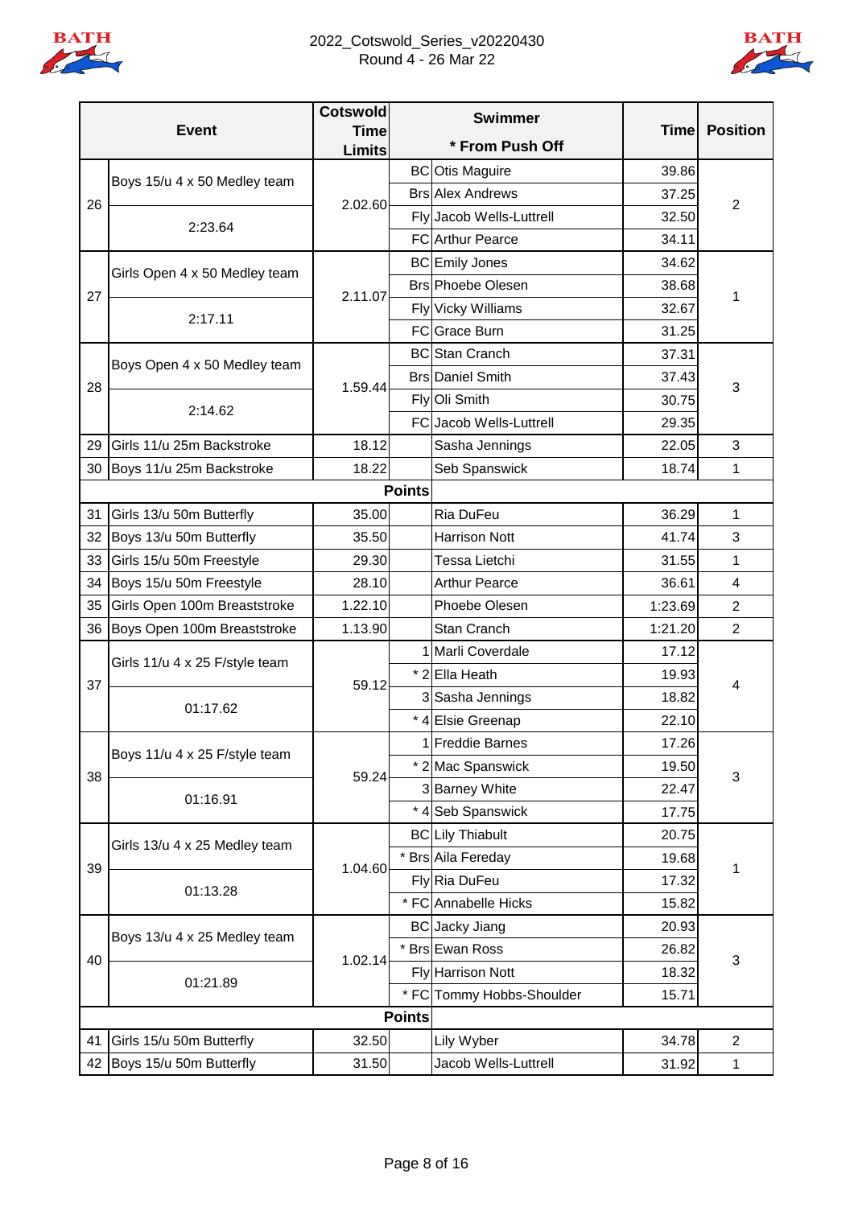# 2022_Cotswold_Series_v20220430
## Round 4 - 26 Mar 22

| | Event | Cotswold Time Limits | | Swimmer * From Push Off | Time | Position |
|---|---|---|---|---|---|---|
| 26 | Boys 15/u 4 x 50 Medley team | 2.02.60 | BC | Otis Maguire | 39.86 | 2 |
| | | | Brs | Alex Andrews | 37.25 | |
| | 2:23.64 | | Fly | Jacob Wells-Luttrell | 32.50 | |
| | | | FC | Arthur Pearce | 34.11 | |
| 27 | Girls Open 4 x 50 Medley team | 2.11.07 | BC | Emily Jones | 34.62 | 1 |
| | | | Brs | Phoebe Olesen | 38.68 | |
| | 2:17.11 | | Fly | Vicky Williams | 32.67 | |
| | | | FC | Grace Burn | 31.25 | |
| 28 | Boys Open 4 x 50 Medley team | 1.59.44 | BC | Stan Cranch | 37.31 | 3 |
| | | | Brs | Daniel Smith | 37.43 | |
| | 2:14.62 | | Fly | Oli Smith | 30.75 | |
| | | | FC | Jacob Wells-Luttrell | 29.35 | |
| 29 | Girls 11/u 25m Backstroke | 18.12 | | Sasha Jennings | 22.05 | 3 |
| 30 | Boys 11/u 25m Backstroke | 18.22 | | Seb Spanswick | 18.74 | 1 |
| | | | **Points** | | | |
| 31 | Girls 13/u 50m Butterfly | 35.00 | | Ria DuFeu | 36.29 | 1 |
| 32 | Boys 13/u 50m Butterfly | 35.50 | | Harrison Nott | 41.74 | 3 |
| 33 | Girls 15/u 50m Freestyle | 29.30 | | Tessa Lietchi | 31.55 | 1 |
| 34 | Boys 15/u 50m Freestyle | 28.10 | | Arthur Pearce | 36.61 | 4 |
| 35 | Girls Open 100m Breaststroke | 1.22.10 | | Phoebe Olesen | 1:23.69 | 2 |
| 36 | Boys Open 100m Breaststroke | 1.13.90 | | Stan Cranch | 1:21.20 | 2 |
| 37 | Girls 11/u 4 x 25 F/style team | 59.12 | 1 | Marli Coverdale | 17.12 | 4 |
| | | | * 2 | Ella Heath | 19.93 | |
| | 01:17.62 | | 3 | Sasha Jennings | 18.82 | |
| | | | * 4 | Elsie Greenap | 22.10 | |
| 38 | Boys 11/u 4 x 25 F/style team | 59.24 | 1 | Freddie Barnes | 17.26 | 3 |
| | | | * 2 | Mac Spanswick | 19.50 | |
| | 01:16.91 | | 3 | Barney White | 22.47 | |
| | | | * 4 | Seb Spanswick | 17.75 | |
| 39 | Girls 13/u 4 x 25 Medley team | 1.04.60 | BC | Lily Thiabult | 20.75 | 1 |
| | | | * Brs | Aila Fereday | 19.68 | |
| | 01:13.28 | | Fly | Ria DuFeu | 17.32 | |
| | | | * FC | Annabelle Hicks | 15.82 | |
| 40 | Boys 13/u 4 x 25 Medley team | 1.02.14 | BC | Jacky Jiang | 20.93 | 3 |
| | | | * Brs | Ewan Ross | 26.82 | |
| | 01:21.89 | | Fly | Harrison Nott | 18.32 | |
| | | | * FC | Tommy Hobbs-Shoulder | 15.71 | |
| | | | **Points** | | | |
| 41 | Girls 15/u 50m Butterfly | 32.50 | | Lily Wyber | 34.78 | 2 |
| 42 | Boys 15/u 50m Butterfly | 31.50 | | Jacob Wells-Luttrell | 31.92 | 1 |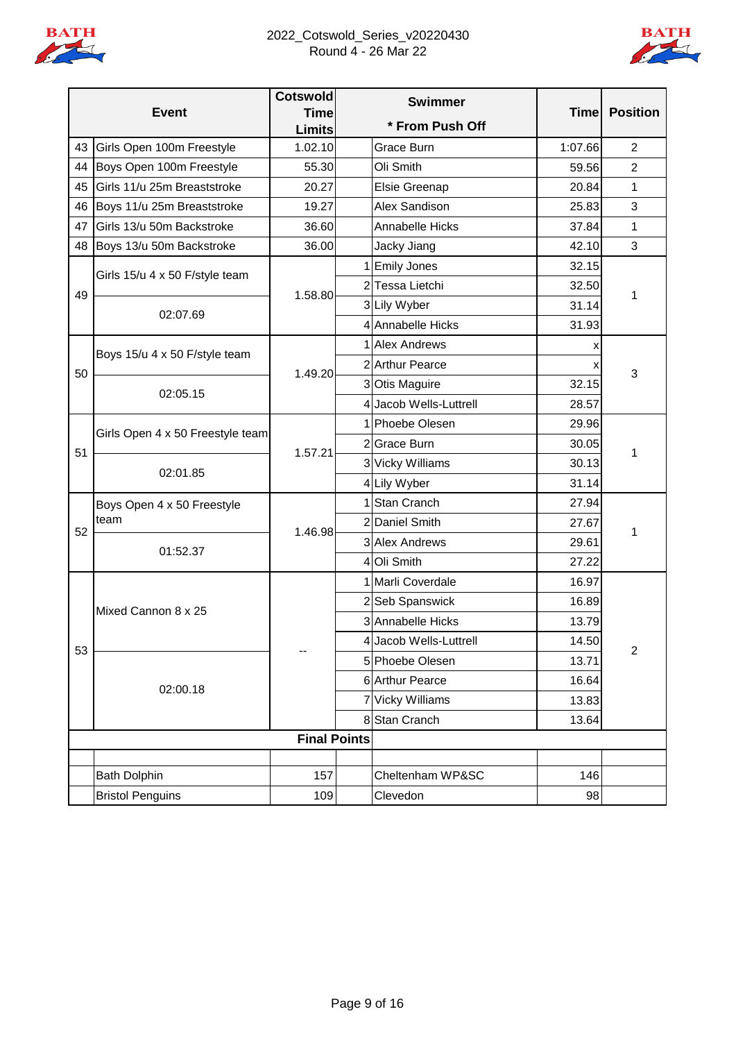2022_Cotswold_Series_v20220430

Round 4 - 26 Mar 22

| # | Event | Cotswold Time Limits | # | Swimmer * From Push Off | Time | Position |
|---|---|---|---|---|---|---|
| 43 | Girls Open 100m Freestyle | 1.02.10 | | Grace Burn | 1:07.66 | 2 |
| 44 | Boys Open 100m Freestyle | 55.30 | | Oli Smith | 59.56 | 2 |
| 45 | Girls 11/u 25m Breaststroke | 20.27 | | Elsie Greenap | 20.84 | 1 |
| 46 | Boys 11/u 25m Breaststroke | 19.27 | | Alex Sandison | 25.83 | 3 |
| 47 | Girls 13/u 50m Backstroke | 36.60 | | Annabelle Hicks | 37.84 | 1 |
| 48 | Boys 13/u 50m Backstroke | 36.00 | | Jacky Jiang | 42.10 | 3 |
| 49 | Girls 15/u 4 x 50 F/style team | 1.58.80 | 1 | Emily Jones | 32.15 | 1 |
| | | | 2 | Tessa Lietchi | 32.50 | |
| | 02:07.69 | | 3 | Lily Wyber | 31.14 | |
| | | | 4 | Annabelle Hicks | 31.93 | |
| 50 | Boys 15/u 4 x 50 F/style team | 1.49.20 | 1 | Alex Andrews | x | 3 |
| | | | 2 | Arthur Pearce | x | |
| | 02:05.15 | | 3 | Otis Maguire | 32.15 | |
| | | | 4 | Jacob Wells-Luttrell | 28.57 | |
| 51 | Girls Open 4 x 50 Freestyle team | 1.57.21 | 1 | Phoebe Olesen | 29.96 | 1 |
| | | | 2 | Grace Burn | 30.05 | |
| | 02:01.85 | | 3 | Vicky Williams | 30.13 | |
| | | | 4 | Lily Wyber | 31.14 | |
| 52 | Boys Open 4 x 50 Freestyle team | 1.46.98 | 1 | Stan Cranch | 27.94 | 1 |
| | | | 2 | Daniel Smith | 27.67 | |
| | 01:52.37 | | 3 | Alex Andrews | 29.61 | |
| | | | 4 | Oli Smith | 27.22 | |
| 53 | Mixed Cannon 8 x 25 | -- | 1 | Marli Coverdale | 16.97 | 2 |
| | | | 2 | Seb Spanswick | 16.89 | |
| | | | 3 | Annabelle Hicks | 13.79 | |
| | | | 4 | Jacob Wells-Luttrell | 14.50 | |
| | 02:00.18 | | 5 | Phoebe Olesen | 13.71 | |
| | | | 6 | Arthur Pearce | 16.64 | |
| | | | 7 | Vicky Williams | 13.83 | |
| | | | 8 | Stan Cranch | 13.64 | |

**Final Points**

| Club | Points | Club | Points |
|---|---|---|---|
| Bath Dolphin | 157 | Cheltenham WP&SC | 146 |
| Bristol Penguins | 109 | Clevedon | 98 |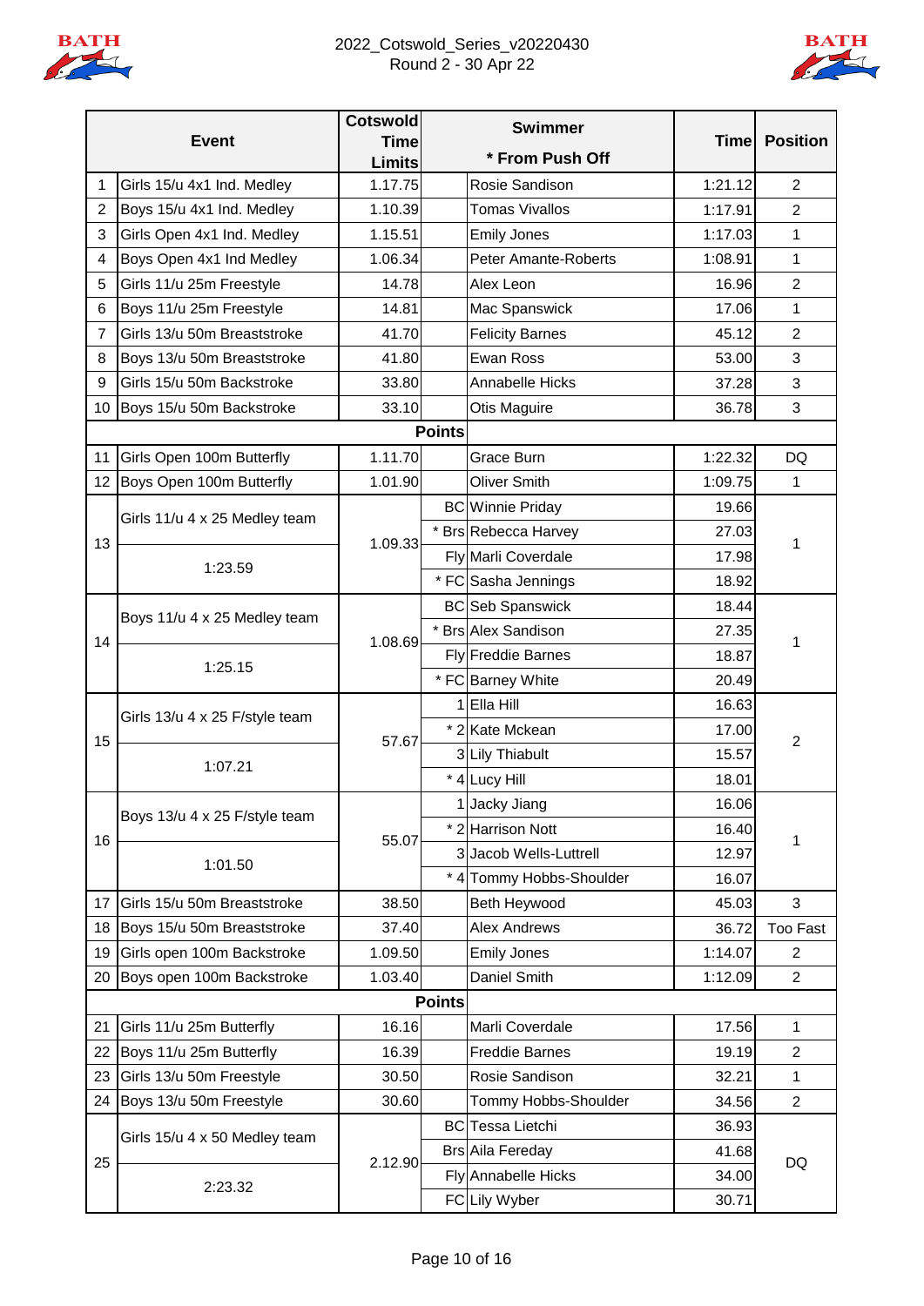# 2022_Cotswold_Series_v20220430

## Round 2 - 30 Apr 22

| | Event | Cotswold Time Limits | | Swimmer * From Push Off | Time | Position |
|---|---|---|---|---|---|---|
| 1 | Girls 15/u 4x1 Ind. Medley | 1.17.75 | | Rosie Sandison | 1:21.12 | 2 |
| 2 | Boys 15/u 4x1 Ind. Medley | 1.10.39 | | Tomas Vivallos | 1:17.91 | 2 |
| 3 | Girls Open 4x1 Ind. Medley | 1.15.51 | | Emily Jones | 1:17.03 | 1 |
| 4 | Boys Open 4x1 Ind Medley | 1.06.34 | | Peter Amante-Roberts | 1:08.91 | 1 |
| 5 | Girls 11/u 25m Freestyle | 14.78 | | Alex Leon | 16.96 | 2 |
| 6 | Boys 11/u 25m Freestyle | 14.81 | | Mac Spanswick | 17.06 | 1 |
| 7 | Girls 13/u 50m Breaststroke | 41.70 | | Felicity Barnes | 45.12 | 2 |
| 8 | Boys 13/u 50m Breaststroke | 41.80 | | Ewan Ross | 53.00 | 3 |
| 9 | Girls 15/u 50m Backstroke | 33.80 | | Annabelle Hicks | 37.28 | 3 |
| 10 | Boys 15/u 50m Backstroke | 33.10 | | Otis Maguire | 36.78 | 3 |
| | | | **Points** | | | |
| 11 | Girls Open 100m Butterfly | 1.11.70 | | Grace Burn | 1:22.32 | DQ |
| 12 | Boys Open 100m Butterfly | 1.01.90 | | Oliver Smith | 1:09.75 | 1 |
| 13 | Girls 11/u 4 x 25 Medley team | 1.09.33 | BC | Winnie Priday | 19.66 | 1 |
| | | | * Brs | Rebecca Harvey | 27.03 | |
| | 1:23.59 | | Fly | Marli Coverdale | 17.98 | |
| | | | * FC | Sasha Jennings | 18.92 | |
| 14 | Boys 11/u 4 x 25 Medley team | 1.08.69 | BC | Seb Spanswick | 18.44 | 1 |
| | | | * Brs | Alex Sandison | 27.35 | |
| | 1:25.15 | | Fly | Freddie Barnes | 18.87 | |
| | | | * FC | Barney White | 20.49 | |
| 15 | Girls 13/u 4 x 25 F/style team | 57.67 | 1 | Ella Hill | 16.63 | 2 |
| | | | * 2 | Kate Mckean | 17.00 | |
| | 1:07.21 | | 3 | Lily Thiabult | 15.57 | |
| | | | * 4 | Lucy Hill | 18.01 | |
| 16 | Boys 13/u 4 x 25 F/style team | 55.07 | 1 | Jacky Jiang | 16.06 | 1 |
| | | | * 2 | Harrison Nott | 16.40 | |
| | 1:01.50 | | 3 | Jacob Wells-Luttrell | 12.97 | |
| | | | * 4 | Tommy Hobbs-Shoulder | 16.07 | |
| 17 | Girls 15/u 50m Breaststroke | 38.50 | | Beth Heywood | 45.03 | 3 |
| 18 | Boys 15/u 50m Breaststroke | 37.40 | | Alex Andrews | 36.72 | Too Fast |
| 19 | Girls open 100m Backstroke | 1.09.50 | | Emily Jones | 1:14.07 | 2 |
| 20 | Boys open 100m Backstroke | 1.03.40 | | Daniel Smith | 1:12.09 | 2 |
| | | | **Points** | | | |
| 21 | Girls 11/u 25m Butterfly | 16.16 | | Marli Coverdale | 17.56 | 1 |
| 22 | Boys 11/u 25m Butterfly | 16.39 | | Freddie Barnes | 19.19 | 2 |
| 23 | Girls 13/u 50m Freestyle | 30.50 | | Rosie Sandison | 32.21 | 1 |
| 24 | Boys 13/u 50m Freestyle | 30.60 | | Tommy Hobbs-Shoulder | 34.56 | 2 |
| 25 | Girls 15/u 4 x 50 Medley team | 2.12.90 | BC | Tessa Lietchi | 36.93 | DQ |
| | | | Brs | Aila Fereday | 41.68 | |
| | 2:23.32 | | Fly | Annabelle Hicks | 34.00 | |
| | | | FC | Lily Wyber | 30.71 | |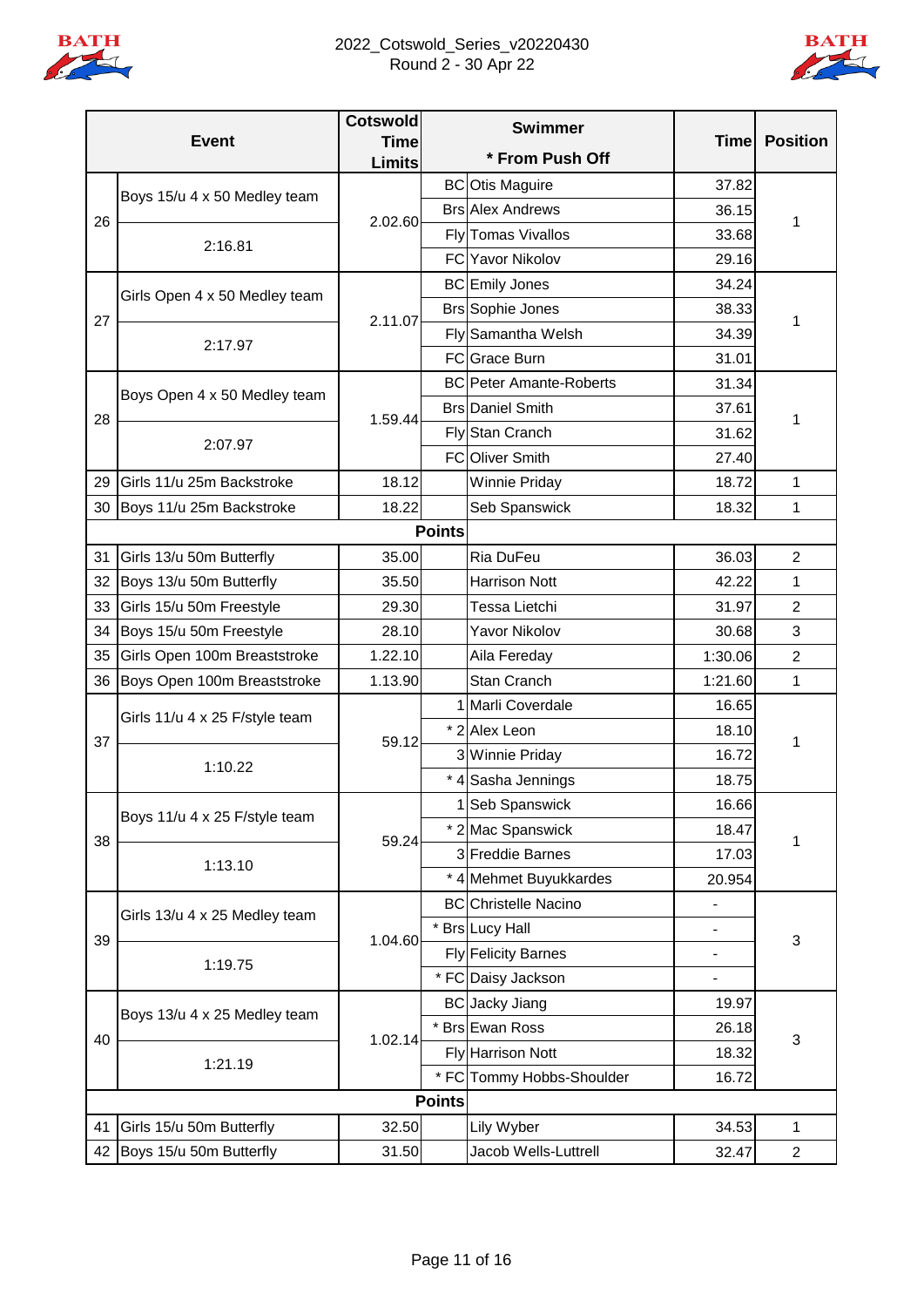2022_Cotswold_Series_v20220430
Round 2 - 30 Apr 22

| | Event | Cotswold Time Limits | | Swimmer * From Push Off | Time | Position |
|---|---|---|---|---|---|---|
| 26 | Boys 15/u 4 x 50 Medley team | 2.02.60 | BC | Otis Maguire | 37.82 | 1 |
| | | | Brs | Alex Andrews | 36.15 | |
| | 2:16.81 | | Fly | Tomas Vivallos | 33.68 | |
| | | | FC | Yavor Nikolov | 29.16 | |
| 27 | Girls Open 4 x 50 Medley team | 2.11.07 | BC | Emily Jones | 34.24 | 1 |
| | | | Brs | Sophie Jones | 38.33 | |
| | 2:17.97 | | Fly | Samantha Welsh | 34.39 | |
| | | | FC | Grace Burn | 31.01 | |
| 28 | Boys Open 4 x 50 Medley team | 1.59.44 | BC | Peter Amante-Roberts | 31.34 | 1 |
| | | | Brs | Daniel Smith | 37.61 | |
| | 2:07.97 | | Fly | Stan Cranch | 31.62 | |
| | | | FC | Oliver Smith | 27.40 | |
| 29 | Girls 11/u 25m Backstroke | 18.12 | | Winnie Priday | 18.72 | 1 |
| 30 | Boys 11/u 25m Backstroke | 18.22 | | Seb Spanswick | 18.32 | 1 |
| | | | **Points** | | | |
| 31 | Girls 13/u 50m Butterfly | 35.00 | | Ria DuFeu | 36.03 | 2 |
| 32 | Boys 13/u 50m Butterfly | 35.50 | | Harrison Nott | 42.22 | 1 |
| 33 | Girls 15/u 50m Freestyle | 29.30 | | Tessa Lietchi | 31.97 | 2 |
| 34 | Boys 15/u 50m Freestyle | 28.10 | | Yavor Nikolov | 30.68 | 3 |
| 35 | Girls Open 100m Breaststroke | 1.22.10 | | Aila Fereday | 1:30.06 | 2 |
| 36 | Boys Open 100m Breaststroke | 1.13.90 | | Stan Cranch | 1:21.60 | 1 |
| 37 | Girls 11/u 4 x 25 F/style team | 59.12 | 1 | Marli Coverdale | 16.65 | 1 |
| | | | * 2 | Alex Leon | 18.10 | |
| | 1:10.22 | | 3 | Winnie Priday | 16.72 | |
| | | | * 4 | Sasha Jennings | 18.75 | |
| 38 | Boys 11/u 4 x 25 F/style team | 59.24 | 1 | Seb Spanswick | 16.66 | 1 |
| | | | * 2 | Mac Spanswick | 18.47 | |
| | 1:13.10 | | 3 | Freddie Barnes | 17.03 | |
| | | | * 4 | Mehmet Buyukkardes | 20.954 | |
| 39 | Girls 13/u 4 x 25 Medley team | 1.04.60 | BC | Christelle Nacino | - | 3 |
| | | | * Brs | Lucy Hall | - | |
| | 1:19.75 | | Fly | Felicity Barnes | - | |
| | | | * FC | Daisy Jackson | - | |
| 40 | Boys 13/u 4 x 25 Medley team | 1.02.14 | BC | Jacky Jiang | 19.97 | 3 |
| | | | * Brs | Ewan Ross | 26.18 | |
| | 1:21.19 | | Fly | Harrison Nott | 18.32 | |
| | | | * FC | Tommy Hobbs-Shoulder | 16.72 | |
| | | | **Points** | | | |
| 41 | Girls 15/u 50m Butterfly | 32.50 | | Lily Wyber | 34.53 | 1 |
| 42 | Boys 15/u 50m Butterfly | 31.50 | | Jacob Wells-Luttrell | 32.47 | 2 |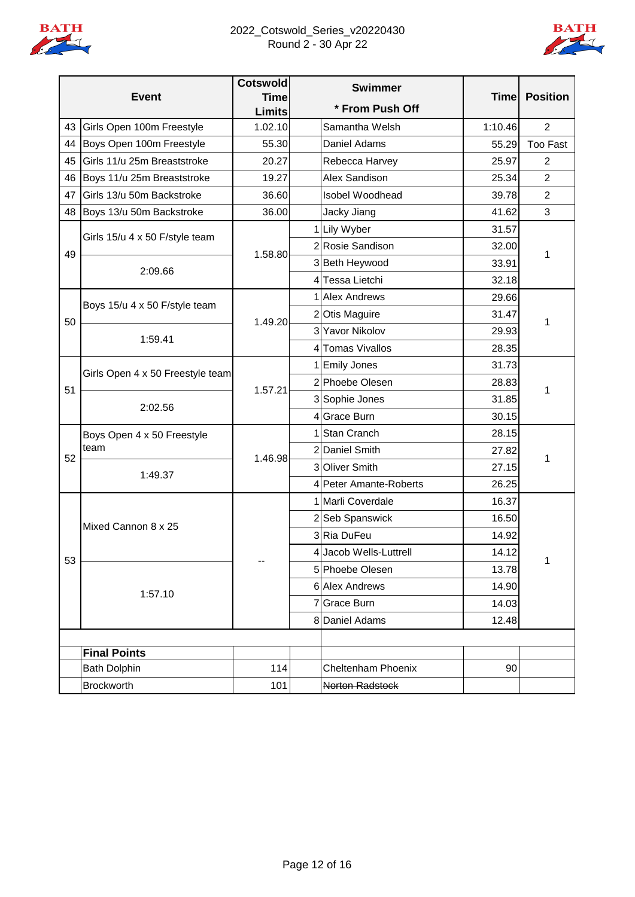2022_Cotswold_Series_v20220430
Round 2 - 30 Apr 22

| | Event | Cotswold Time Limits | | Swimmer * From Push Off | Time | Position |
|---|---|---|---|---|---|---|
| 43 | Girls Open 100m Freestyle | 1.02.10 | | Samantha Welsh | 1:10.46 | 2 |
| 44 | Boys Open 100m Freestyle | 55.30 | | Daniel Adams | 55.29 | Too Fast |
| 45 | Girls 11/u 25m Breaststroke | 20.27 | | Rebecca Harvey | 25.97 | 2 |
| 46 | Boys 11/u 25m Breaststroke | 19.27 | | Alex Sandison | 25.34 | 2 |
| 47 | Girls 13/u 50m Backstroke | 36.60 | | Isobel Woodhead | 39.78 | 2 |
| 48 | Boys 13/u 50m Backstroke | 36.00 | | Jacky Jiang | 41.62 | 3 |
| 49 | Girls 15/u 4 x 50 F/style team | 1.58.80 | 1 | Lily Wyber | 31.57 | 1 |
| | | | 2 | Rosie Sandison | 32.00 | |
| | 2:09.66 | | 3 | Beth Heywood | 33.91 | |
| | | | 4 | Tessa Lietchi | 32.18 | |
| 50 | Boys 15/u 4 x 50 F/style team | 1.49.20 | 1 | Alex Andrews | 29.66 | 1 |
| | | | 2 | Otis Maguire | 31.47 | |
| | 1:59.41 | | 3 | Yavor Nikolov | 29.93 | |
| | | | 4 | Tomas Vivallos | 28.35 | |
| 51 | Girls Open 4 x 50 Freestyle team | 1.57.21 | 1 | Emily Jones | 31.73 | 1 |
| | | | 2 | Phoebe Olesen | 28.83 | |
| | 2:02.56 | | 3 | Sophie Jones | 31.85 | |
| | | | 4 | Grace Burn | 30.15 | |
| 52 | Boys Open 4 x 50 Freestyle team | 1.46.98 | 1 | Stan Cranch | 28.15 | 1 |
| | | | 2 | Daniel Smith | 27.82 | |
| | 1:49.37 | | 3 | Oliver Smith | 27.15 | |
| | | | 4 | Peter Amante-Roberts | 26.25 | |
| 53 | Mixed Cannon 8 x 25 | -- | 1 | Marli Coverdale | 16.37 | 1 |
| | | | 2 | Seb Spanswick | 16.50 | |
| | | | 3 | Ria DuFeu | 14.92 | |
| | | | 4 | Jacob Wells-Luttrell | 14.12 | |
| | 1:57.10 | | 5 | Phoebe Olesen | 13.78 | |
| | | | 6 | Alex Andrews | 14.90 | |
| | | | 7 | Grace Burn | 14.03 | |
| | | | 8 | Daniel Adams | 12.48 | |
| | | | | | | |
| | **Final Points** | | | | | |
| | Bath Dolphin | 114 | | Cheltenham Phoenix | 90 | |
| | Brockworth | 101 | | ~~Norton Radstock~~ | | |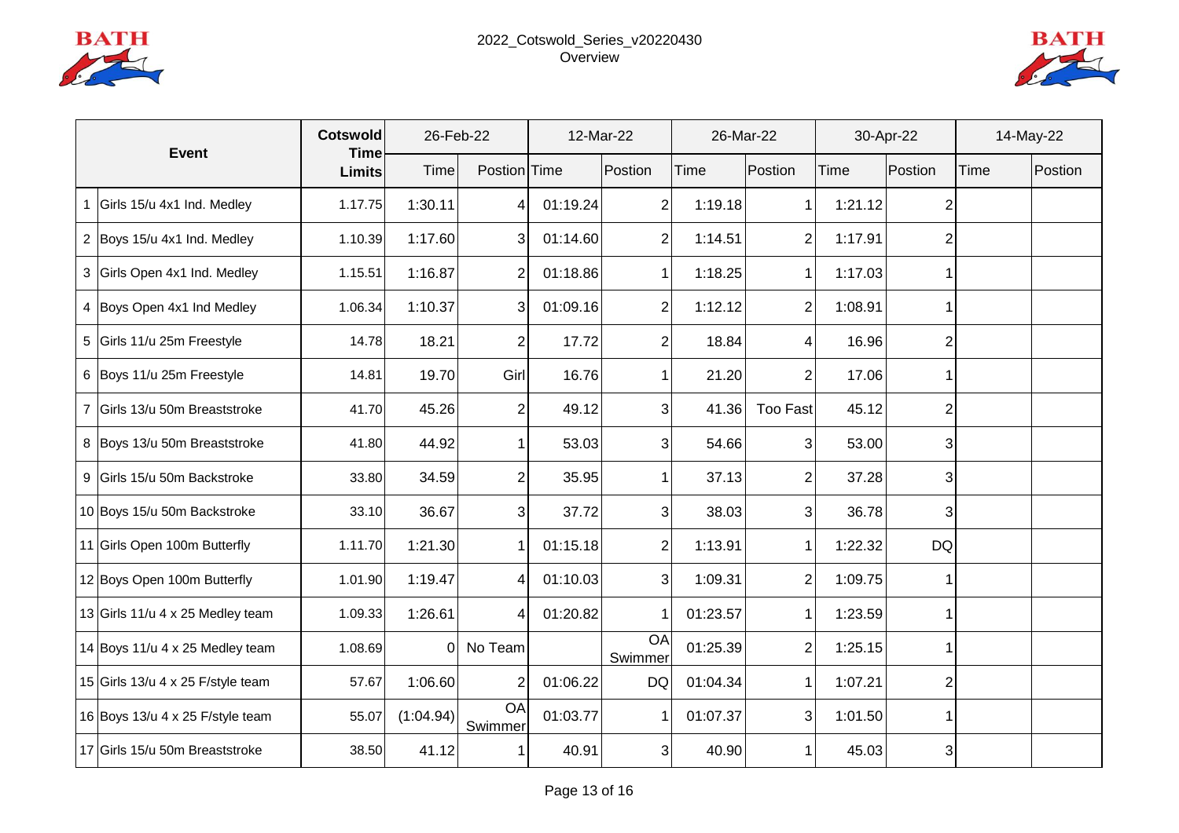# 2022_Cotswold_Series_v20220430

## Overview

| | Event | Cotswold Time Limits | 26-Feb-22 | | 12-Mar-22 | | 26-Mar-22 | | 30-Apr-22 | | 14-May-22 | |
|---|---|---|---|---|---|---|---|---|---|---|---|---|
| | | | Time | Postion | Time | Postion | Time | Postion | Time | Postion | Time | Postion |
| 1 | Girls 15/u 4x1 Ind. Medley | 1.17.75 | 1:30.11 | 4 | 01:19.24 | 2 | 1:19.18 | 1 | 1:21.12 | 2 | | |
| 2 | Boys 15/u 4x1 Ind. Medley | 1.10.39 | 1:17.60 | 3 | 01:14.60 | 2 | 1:14.51 | 2 | 1:17.91 | 2 | | |
| 3 | Girls Open 4x1 Ind. Medley | 1.15.51 | 1:16.87 | 2 | 01:18.86 | 1 | 1:18.25 | 1 | 1:17.03 | 1 | | |
| 4 | Boys Open 4x1 Ind Medley | 1.06.34 | 1:10.37 | 3 | 01:09.16 | 2 | 1:12.12 | 2 | 1:08.91 | 1 | | |
| 5 | Girls 11/u 25m Freestyle | 14.78 | 18.21 | 2 | 17.72 | 2 | 18.84 | 4 | 16.96 | 2 | | |
| 6 | Boys 11/u 25m Freestyle | 14.81 | 19.70 | Girl | 16.76 | 1 | 21.20 | 2 | 17.06 | 1 | | |
| 7 | Girls 13/u 50m Breaststroke | 41.70 | 45.26 | 2 | 49.12 | 3 | 41.36 | Too Fast | 45.12 | 2 | | |
| 8 | Boys 13/u 50m Breaststroke | 41.80 | 44.92 | 1 | 53.03 | 3 | 54.66 | 3 | 53.00 | 3 | | |
| 9 | Girls 15/u 50m Backstroke | 33.80 | 34.59 | 2 | 35.95 | 1 | 37.13 | 2 | 37.28 | 3 | | |
| 10 | Boys 15/u 50m Backstroke | 33.10 | 36.67 | 3 | 37.72 | 3 | 38.03 | 3 | 36.78 | 3 | | |
| 11 | Girls Open 100m Butterfly | 1.11.70 | 1:21.30 | 1 | 01:15.18 | 2 | 1:13.91 | 1 | 1:22.32 | DQ | | |
| 12 | Boys Open 100m Butterfly | 1.01.90 | 1:19.47 | 4 | 01:10.03 | 3 | 1:09.31 | 2 | 1:09.75 | 1 | | |
| 13 | Girls 11/u 4 x 25 Medley team | 1.09.33 | 1:26.61 | 4 | 01:20.82 | 1 | 01:23.57 | 1 | 1:23.59 | 1 | | |
| 14 | Boys 11/u 4 x 25 Medley team | 1.08.69 | 0 | No Team | | OA Swimmer | 01:25.39 | 2 | 1:25.15 | 1 | | |
| 15 | Girls 13/u 4 x 25 F/style team | 57.67 | 1:06.60 | 2 | 01:06.22 | DQ | 01:04.34 | 1 | 1:07.21 | 2 | | |
| 16 | Boys 13/u 4 x 25 F/style team | 55.07 | (1:04.94) | OA Swimmer | 01:03.77 | 1 | 01:07.37 | 3 | 1:01.50 | 1 | | |
| 17 | Girls 15/u 50m Breaststroke | 38.50 | 41.12 | 1 | 40.91 | 3 | 40.90 | 1 | 45.03 | 3 | | |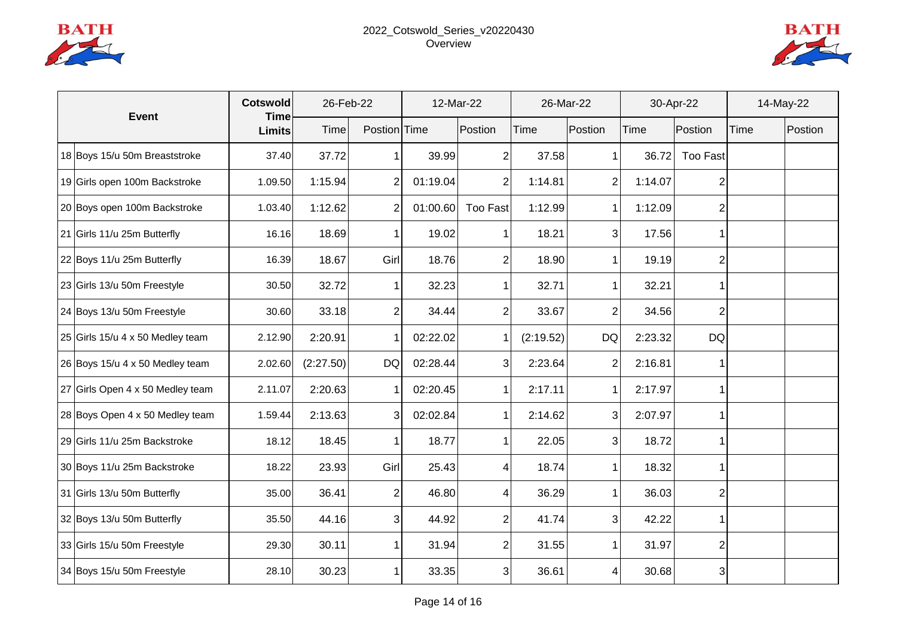# 2022_Cotswold_Series_v20220430

## Overview

| Event | | Cotswold Time Limits | 26-Feb-22 | | 12-Mar-22 | | 26-Mar-22 | | 30-Apr-22 | | 14-May-22 | |
|---|---|---|---|---|---|---|---|---|---|---|---|---|
| | | | Time | Postion | Time | Postion | Time | Postion | Time | Postion | Time | Postion |
| 18 | Boys 15/u 50m Breaststroke | 37.40 | 37.72 | 1 | 39.99 | 2 | 37.58 | 1 | 36.72 | Too Fast | | |
| 19 | Girls open 100m Backstroke | 1.09.50 | 1:15.94 | 2 | 01:19.04 | 2 | 1:14.81 | 2 | 1:14.07 | 2 | | |
| 20 | Boys open 100m Backstroke | 1.03.40 | 1:12.62 | 2 | 01:00.60 | Too Fast | 1:12.99 | 1 | 1:12.09 | 2 | | |
| 21 | Girls 11/u 25m Butterfly | 16.16 | 18.69 | 1 | 19.02 | 1 | 18.21 | 3 | 17.56 | 1 | | |
| 22 | Boys 11/u 25m Butterfly | 16.39 | 18.67 | Girl | 18.76 | 2 | 18.90 | 1 | 19.19 | 2 | | |
| 23 | Girls 13/u 50m Freestyle | 30.50 | 32.72 | 1 | 32.23 | 1 | 32.71 | 1 | 32.21 | 1 | | |
| 24 | Boys 13/u 50m Freestyle | 30.60 | 33.18 | 2 | 34.44 | 2 | 33.67 | 2 | 34.56 | 2 | | |
| 25 | Girls 15/u 4 x 50 Medley team | 2.12.90 | 2:20.91 | 1 | 02:22.02 | 1 | (2:19.52) | DQ | 2:23.32 | DQ | | |
| 26 | Boys 15/u 4 x 50 Medley team | 2.02.60 | (2:27.50) | DQ | 02:28.44 | 3 | 2:23.64 | 2 | 2:16.81 | 1 | | |
| 27 | Girls Open 4 x 50 Medley team | 2.11.07 | 2:20.63 | 1 | 02:20.45 | 1 | 2:17.11 | 1 | 2:17.97 | 1 | | |
| 28 | Boys Open 4 x 50 Medley team | 1.59.44 | 2:13.63 | 3 | 02:02.84 | 1 | 2:14.62 | 3 | 2:07.97 | 1 | | |
| 29 | Girls 11/u 25m Backstroke | 18.12 | 18.45 | 1 | 18.77 | 1 | 22.05 | 3 | 18.72 | 1 | | |
| 30 | Boys 11/u 25m Backstroke | 18.22 | 23.93 | Girl | 25.43 | 4 | 18.74 | 1 | 18.32 | 1 | | |
| 31 | Girls 13/u 50m Butterfly | 35.00 | 36.41 | 2 | 46.80 | 4 | 36.29 | 1 | 36.03 | 2 | | |
| 32 | Boys 13/u 50m Butterfly | 35.50 | 44.16 | 3 | 44.92 | 2 | 41.74 | 3 | 42.22 | 1 | | |
| 33 | Girls 15/u 50m Freestyle | 29.30 | 30.11 | 1 | 31.94 | 2 | 31.55 | 1 | 31.97 | 2 | | |
| 34 | Boys 15/u 50m Freestyle | 28.10 | 30.23 | 1 | 33.35 | 3 | 36.61 | 4 | 30.68 | 3 | | |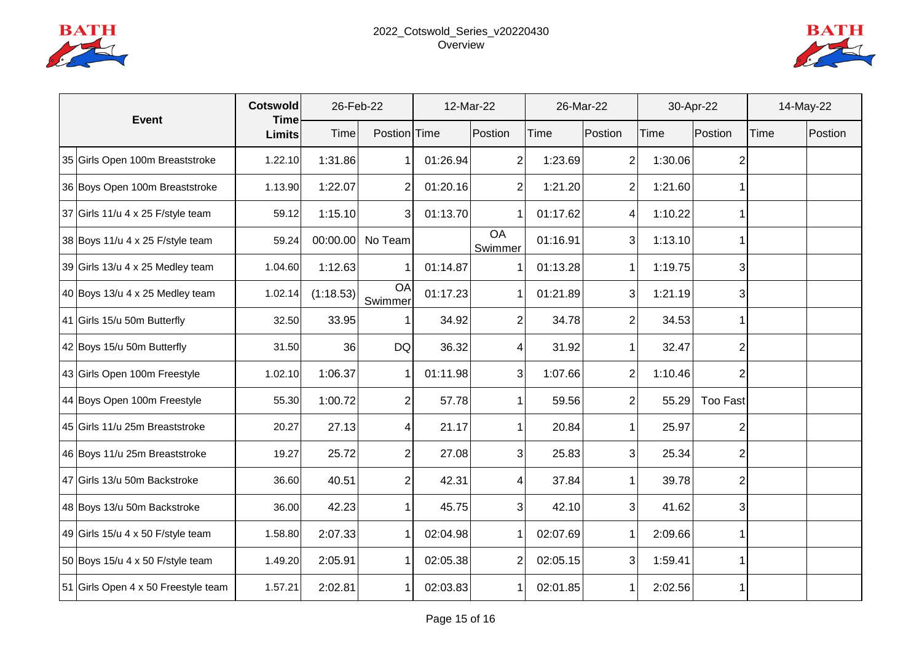2022_Cotswold_Series_v20220430
Overview

| Event | | Cotswold Time Limits | 26-Feb-22 | | 12-Mar-22 | | 26-Mar-22 | | 30-Apr-22 | | 14-May-22 | |
|---|---|---|---|---|---|---|---|---|---|---|---|---|
| | | | Time | Postion | Time | Postion | Time | Postion | Time | Postion | Time | Postion |
| 35 | Girls Open 100m Breaststroke | 1.22.10 | 1:31.86 | 1 | 01:26.94 | 2 | 1:23.69 | 2 | 1:30.06 | 2 | | |
| 36 | Boys Open 100m Breaststroke | 1.13.90 | 1:22.07 | 2 | 01:20.16 | 2 | 1:21.20 | 2 | 1:21.60 | 1 | | |
| 37 | Girls 11/u 4 x 25 F/style team | 59.12 | 1:15.10 | 3 | 01:13.70 | 1 | 01:17.62 | 4 | 1:10.22 | 1 | | |
| 38 | Boys 11/u 4 x 25 F/style team | 59.24 | 00:00.00 | No Team | | OA Swimmer | 01:16.91 | 3 | 1:13.10 | 1 | | |
| 39 | Girls 13/u 4 x 25 Medley team | 1.04.60 | 1:12.63 | 1 | 01:14.87 | 1 | 01:13.28 | 1 | 1:19.75 | 3 | | |
| 40 | Boys 13/u 4 x 25 Medley team | 1.02.14 | (1:18.53) | OA Swimmer | 01:17.23 | 1 | 01:21.89 | 3 | 1:21.19 | 3 | | |
| 41 | Girls 15/u 50m Butterfly | 32.50 | 33.95 | 1 | 34.92 | 2 | 34.78 | 2 | 34.53 | 1 | | |
| 42 | Boys 15/u 50m Butterfly | 31.50 | 36 | DQ | 36.32 | 4 | 31.92 | 1 | 32.47 | 2 | | |
| 43 | Girls Open 100m Freestyle | 1.02.10 | 1:06.37 | 1 | 01:11.98 | 3 | 1:07.66 | 2 | 1:10.46 | 2 | | |
| 44 | Boys Open 100m Freestyle | 55.30 | 1:00.72 | 2 | 57.78 | 1 | 59.56 | 2 | 55.29 | Too Fast | | |
| 45 | Girls 11/u 25m Breaststroke | 20.27 | 27.13 | 4 | 21.17 | 1 | 20.84 | 1 | 25.97 | 2 | | |
| 46 | Boys 11/u 25m Breaststroke | 19.27 | 25.72 | 2 | 27.08 | 3 | 25.83 | 3 | 25.34 | 2 | | |
| 47 | Girls 13/u 50m Backstroke | 36.60 | 40.51 | 2 | 42.31 | 4 | 37.84 | 1 | 39.78 | 2 | | |
| 48 | Boys 13/u 50m Backstroke | 36.00 | 42.23 | 1 | 45.75 | 3 | 42.10 | 3 | 41.62 | 3 | | |
| 49 | Girls 15/u 4 x 50 F/style team | 1.58.80 | 2:07.33 | 1 | 02:04.98 | 1 | 02:07.69 | 1 | 2:09.66 | 1 | | |
| 50 | Boys 15/u 4 x 50 F/style team | 1.49.20 | 2:05.91 | 1 | 02:05.38 | 2 | 02:05.15 | 3 | 1:59.41 | 1 | | |
| 51 | Girls Open 4 x 50 Freestyle team | 1.57.21 | 2:02.81 | 1 | 02:03.83 | 1 | 02:01.85 | 1 | 2:02.56 | 1 | | |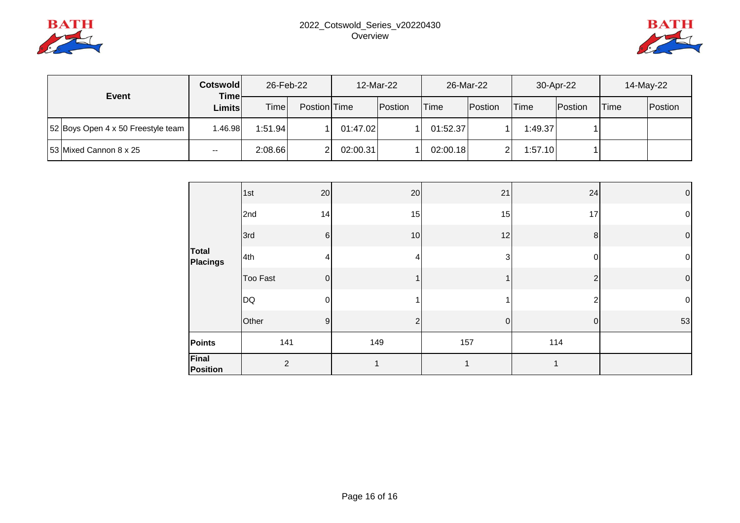2022_Cotswold_Series_v20220430
Overview

| Event | | Cotswold Time Limits | 26-Feb-22 | | 12-Mar-22 | | 26-Mar-22 | | 30-Apr-22 | | 14-May-22 | |
|---|---|---|---|---|---|---|---|---|---|---|---|---|
| | | | Time | Postion | Time | Postion | Time | Postion | Time | Postion | Time | Postion |
| 52 | Boys Open 4 x 50 Freestyle team | 1.46.98 | 1:51.94 | 1 | 01:47.02 | 1 | 01:52.37 | 1 | 1:49.37 | 1 | | |
| 53 | Mixed Cannon 8 x 25 | -- | 2:08.66 | 2 | 02:00.31 | 1 | 02:00.18 | 2 | 1:57.10 | 1 | | |

| | | 26-Feb-22 | 12-Mar-22 | 26-Mar-22 | 30-Apr-22 | 14-May-22 |
|---|---|---|---|---|---|---|
| Total Placings | 1st | 20 | 20 | 21 | 24 | 0 |
| | 2nd | 14 | 15 | 15 | 17 | 0 |
| | 3rd | 6 | 10 | 12 | 8 | 0 |
| | 4th | 4 | 4 | 3 | 0 | 0 |
| | Too Fast | 0 | 1 | 1 | 2 | 0 |
| | DQ | 0 | 1 | 1 | 2 | 0 |
| | Other | 9 | 2 | 0 | 0 | 53 |
| **Points** | | 141 | 149 | 157 | 114 | |
| **Final Position** | | 2 | 1 | 1 | 1 | |